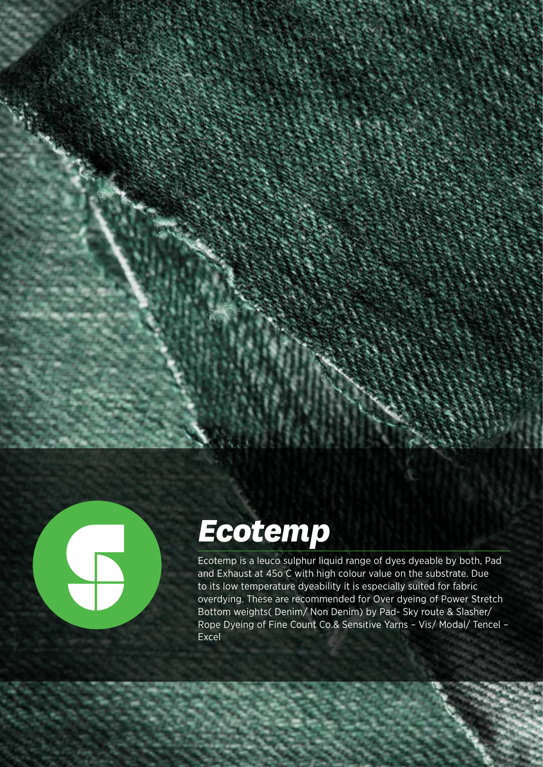# *Ecotemp*

Ecotemp is a leuco sulphur liquid range of dyes dyeable by both, Pad and Exhaust at 45o C with high colour value on the substrate. Due to its low temperature dyeability it is especially suited for fabric overdying. These are recommended for Over dyeing of Power Stretch Bottom weights( Denim/ Non Denim) by Pad- Sky route & Slasher/ Rope Dyeing of Fine Count Co.& Sensitive Yarns – Vis/ Modal/ Tencel – Excel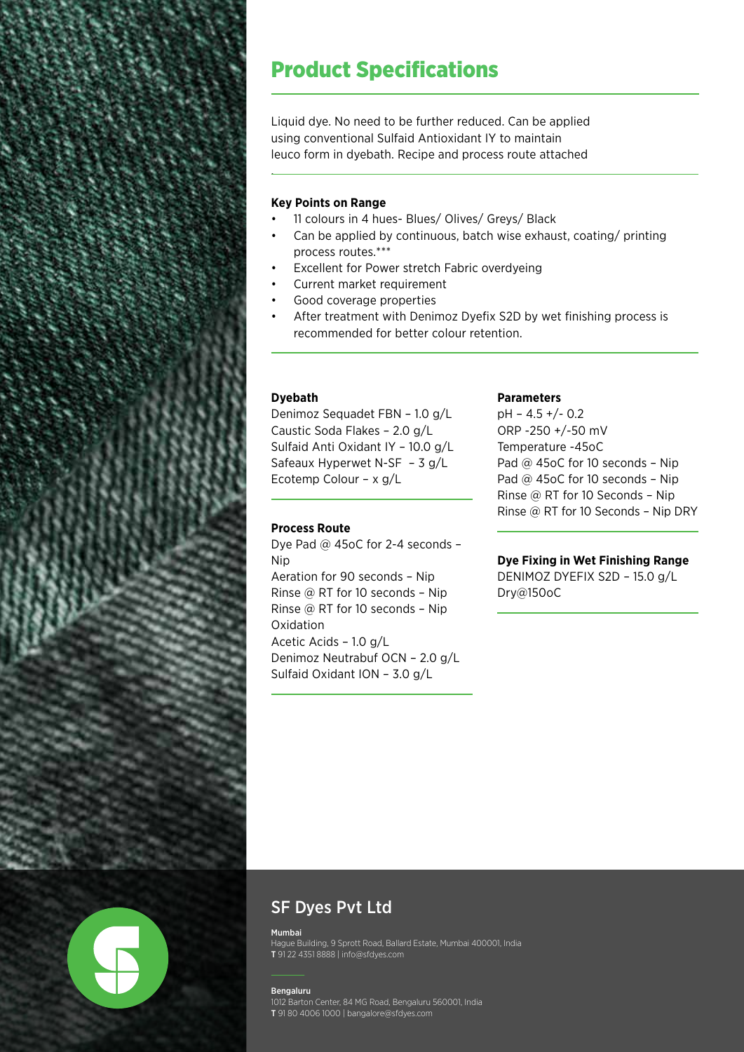# Product Specifications

Liquid dye. No need to be further reduced. Can be applied using conventional Sulfaid Antioxidant IY to maintain leuco form in dyebath. Recipe and process route attached

### Key Points on Range

- 11 colours in 4 hues- Blues/ Olives/ Greys/ Black
- Can be applied by continuous, batch wise exhaust, coating/ printing process routes.***
- Excellent for Power stretch Fabric overdyeing
- Current market requirement
- Good coverage properties
- After treatment with Denimoz Dyefix S2D by wet finishing process is recommended for better colour retention.

### Dyebath

Denimoz Sequadet FBN – 1.0 g/L
Caustic Soda Flakes – 2.0 g/L
Sulfaid Anti Oxidant IY – 10.0 g/L
Safeaux Hyperwet N-SF – 3 g/L
Ecotemp Colour – x g/L

### Process Route

Dye Pad @ 45oC for 2-4 seconds – Nip
Aeration for 90 seconds – Nip
Rinse @ RT for 10 seconds – Nip
Rinse @ RT for 10 seconds – Nip
Oxidation
Acetic Acids – 1.0 g/L
Denimoz Neutrabuf OCN – 2.0 g/L
Sulfaid Oxidant ION – 3.0 g/L

### Parameters

pH – 4.5 +/- 0.2
ORP -250 +/-50 mV
Temperature -45oC
Pad @ 45oC for 10 seconds – Nip
Pad @ 45oC for 10 seconds – Nip
Rinse @ RT for 10 Seconds – Nip
Rinse @ RT for 10 Seconds – Nip DRY

### Dye Fixing in Wet Finishing Range

DENIMOZ DYEFIX S2D – 15.0 g/L
Dry@150oC

## SF Dyes Pvt Ltd

**Mumbai**
Hague Building, 9 Sprott Road, Ballard Estate, Mumbai 400001, India
**T** 91 22 4351 8888 | info@sfdyes.com

**Bengaluru**
1012 Barton Center, 84 MG Road, Bengaluru 560001, India
**T** 91 80 4006 1000 | bangalore@sfdyes.com